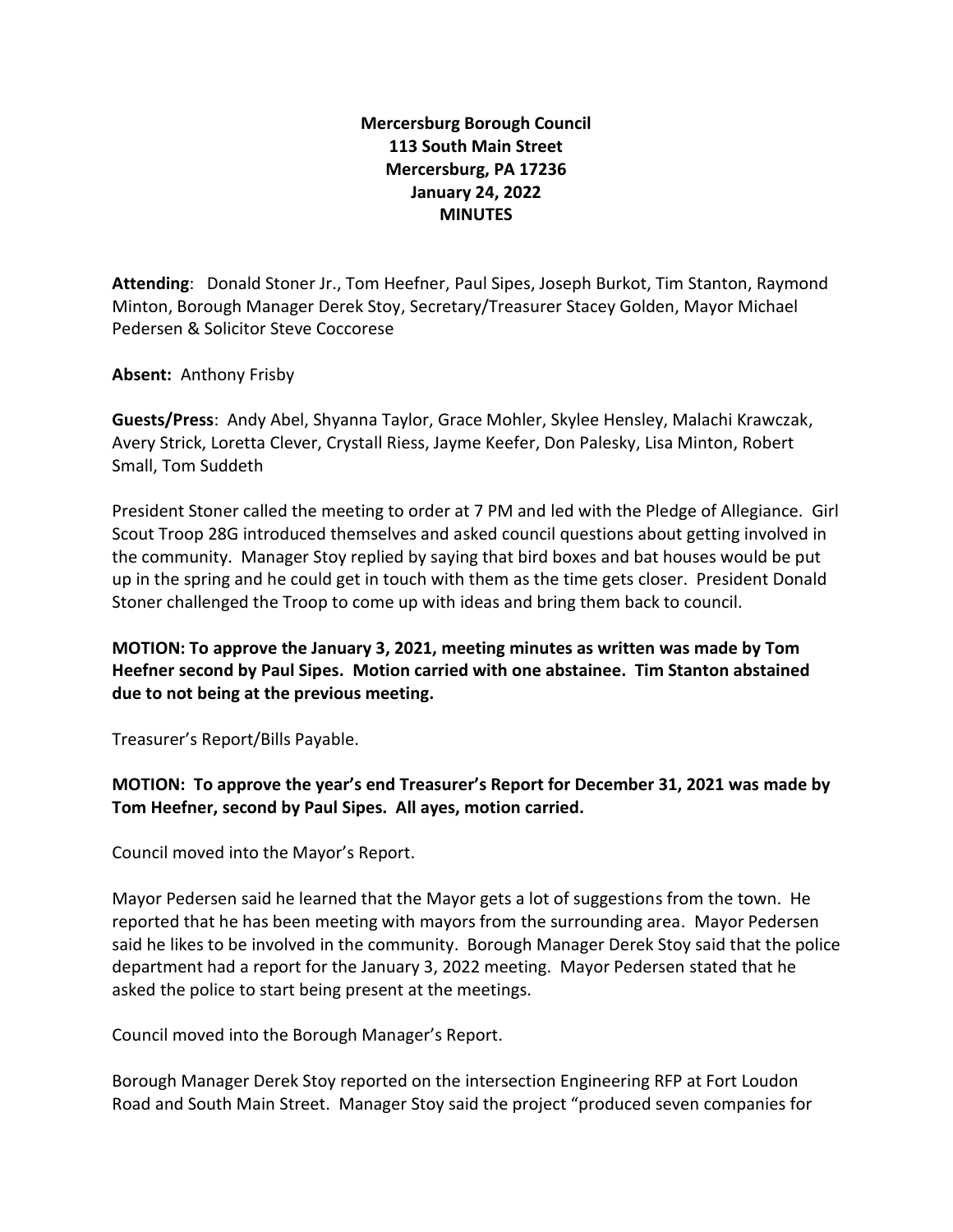**Mercersburg Borough Council**
**113 South Main Street**
**Mercersburg, PA 17236**
**January 24, 2022**
**MINUTES**

**Attending**: Donald Stoner Jr., Tom Heefner, Paul Sipes, Joseph Burkot, Tim Stanton, Raymond Minton, Borough Manager Derek Stoy, Secretary/Treasurer Stacey Golden, Mayor Michael Pedersen & Solicitor Steve Coccorese

**Absent:** Anthony Frisby

**Guests/Press**: Andy Abel, Shyanna Taylor, Grace Mohler, Skylee Hensley, Malachi Krawczak, Avery Strick, Loretta Clever, Crystall Riess, Jayme Keefer, Don Palesky, Lisa Minton, Robert Small, Tom Suddeth

President Stoner called the meeting to order at 7 PM and led with the Pledge of Allegiance. Girl Scout Troop 28G introduced themselves and asked council questions about getting involved in the community. Manager Stoy replied by saying that bird boxes and bat houses would be put up in the spring and he could get in touch with them as the time gets closer. President Donald Stoner challenged the Troop to come up with ideas and bring them back to council.

**MOTION: To approve the January 3, 2021, meeting minutes as written was made by Tom Heefner second by Paul Sipes. Motion carried with one abstainee. Tim Stanton abstained due to not being at the previous meeting.**

Treasurer's Report/Bills Payable.

**MOTION: To approve the year's end Treasurer's Report for December 31, 2021 was made by Tom Heefner, second by Paul Sipes. All ayes, motion carried.**

Council moved into the Mayor's Report.

Mayor Pedersen said he learned that the Mayor gets a lot of suggestions from the town. He reported that he has been meeting with mayors from the surrounding area. Mayor Pedersen said he likes to be involved in the community. Borough Manager Derek Stoy said that the police department had a report for the January 3, 2022 meeting. Mayor Pedersen stated that he asked the police to start being present at the meetings.

Council moved into the Borough Manager's Report.

Borough Manager Derek Stoy reported on the intersection Engineering RFP at Fort Loudon Road and South Main Street. Manager Stoy said the project "produced seven companies for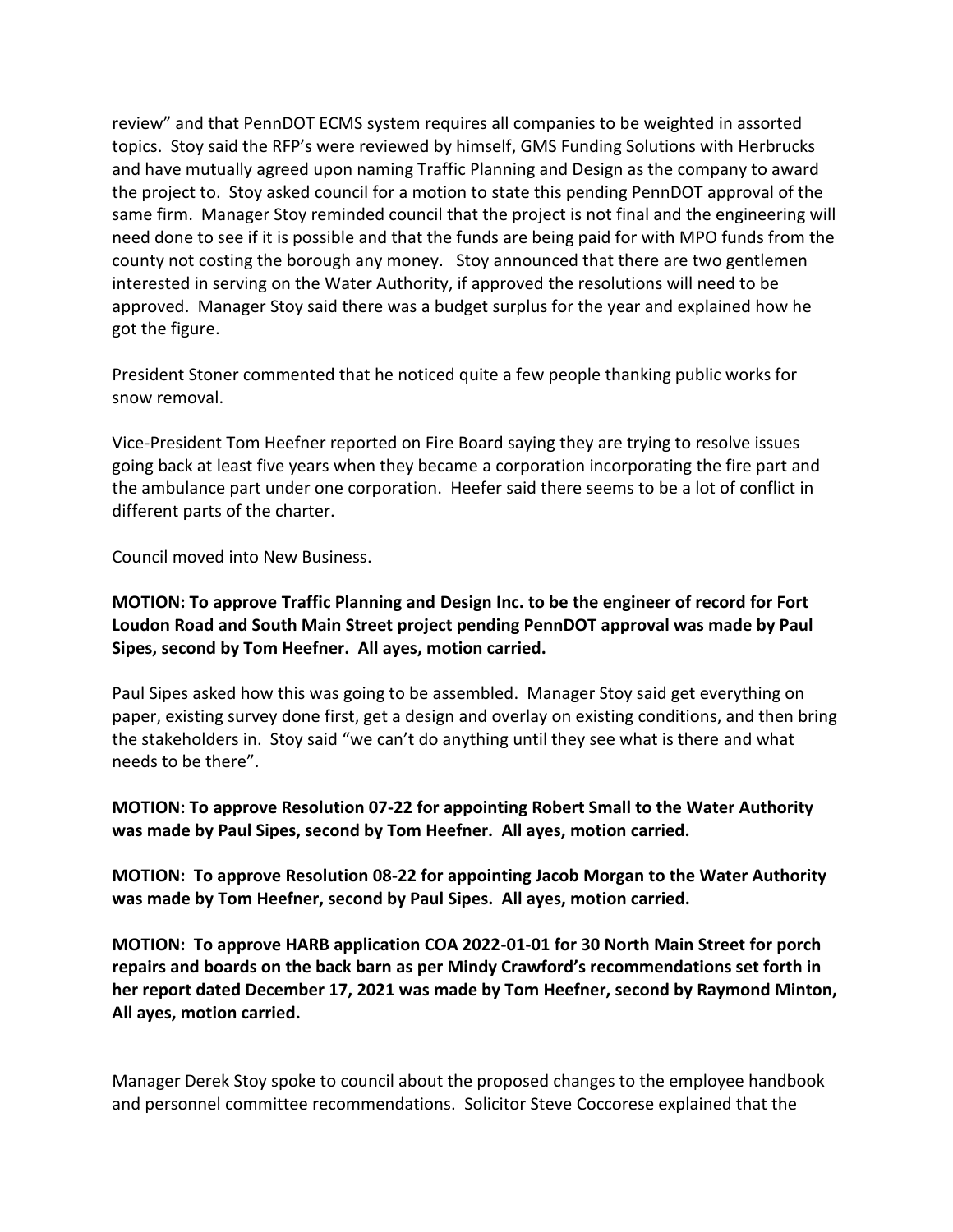review" and that PennDOT ECMS system requires all companies to be weighted in assorted topics. Stoy said the RFP's were reviewed by himself, GMS Funding Solutions with Herbrucks and have mutually agreed upon naming Traffic Planning and Design as the company to award the project to. Stoy asked council for a motion to state this pending PennDOT approval of the same firm. Manager Stoy reminded council that the project is not final and the engineering will need done to see if it is possible and that the funds are being paid for with MPO funds from the county not costing the borough any money. Stoy announced that there are two gentlemen interested in serving on the Water Authority, if approved the resolutions will need to be approved. Manager Stoy said there was a budget surplus for the year and explained how he got the figure.

President Stoner commented that he noticed quite a few people thanking public works for snow removal.

Vice-President Tom Heefner reported on Fire Board saying they are trying to resolve issues going back at least five years when they became a corporation incorporating the fire part and the ambulance part under one corporation. Heefer said there seems to be a lot of conflict in different parts of the charter.

Council moved into New Business.

**MOTION: To approve Traffic Planning and Design Inc. to be the engineer of record for Fort Loudon Road and South Main Street project pending PennDOT approval was made by Paul Sipes, second by Tom Heefner. All ayes, motion carried.**

Paul Sipes asked how this was going to be assembled. Manager Stoy said get everything on paper, existing survey done first, get a design and overlay on existing conditions, and then bring the stakeholders in. Stoy said "we can't do anything until they see what is there and what needs to be there".

**MOTION: To approve Resolution 07-22 for appointing Robert Small to the Water Authority was made by Paul Sipes, second by Tom Heefner. All ayes, motion carried.**

**MOTION: To approve Resolution 08-22 for appointing Jacob Morgan to the Water Authority was made by Tom Heefner, second by Paul Sipes. All ayes, motion carried.**

**MOTION: To approve HARB application COA 2022-01-01 for 30 North Main Street for porch repairs and boards on the back barn as per Mindy Crawford's recommendations set forth in her report dated December 17, 2021 was made by Tom Heefner, second by Raymond Minton, All ayes, motion carried.**

Manager Derek Stoy spoke to council about the proposed changes to the employee handbook and personnel committee recommendations. Solicitor Steve Coccorese explained that the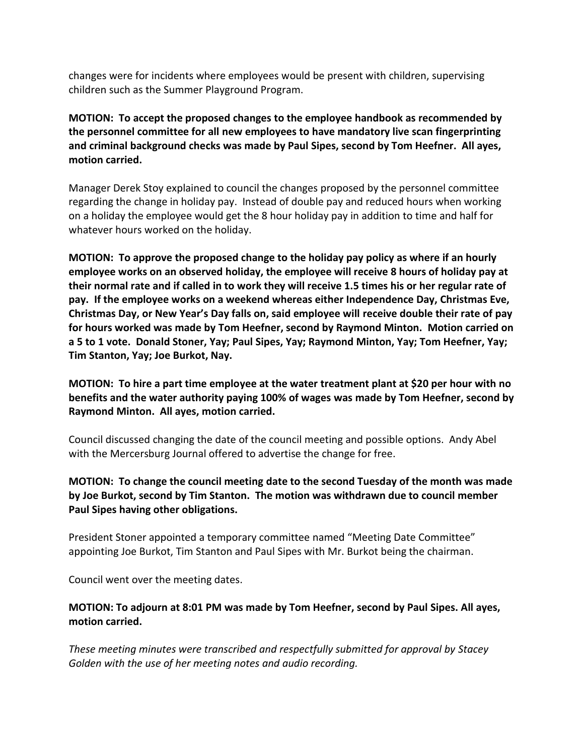changes were for incidents where employees would be present with children, supervising children such as the Summer Playground Program.

**MOTION: To accept the proposed changes to the employee handbook as recommended by the personnel committee for all new employees to have mandatory live scan fingerprinting and criminal background checks was made by Paul Sipes, second by Tom Heefner. All ayes, motion carried.**

Manager Derek Stoy explained to council the changes proposed by the personnel committee regarding the change in holiday pay. Instead of double pay and reduced hours when working on a holiday the employee would get the 8 hour holiday pay in addition to time and half for whatever hours worked on the holiday.

**MOTION: To approve the proposed change to the holiday pay policy as where if an hourly employee works on an observed holiday, the employee will receive 8 hours of holiday pay at their normal rate and if called in to work they will receive 1.5 times his or her regular rate of pay. If the employee works on a weekend whereas either Independence Day, Christmas Eve, Christmas Day, or New Year's Day falls on, said employee will receive double their rate of pay for hours worked was made by Tom Heefner, second by Raymond Minton. Motion carried on a 5 to 1 vote. Donald Stoner, Yay; Paul Sipes, Yay; Raymond Minton, Yay; Tom Heefner, Yay; Tim Stanton, Yay; Joe Burkot, Nay.**

**MOTION: To hire a part time employee at the water treatment plant at $20 per hour with no benefits and the water authority paying 100% of wages was made by Tom Heefner, second by Raymond Minton. All ayes, motion carried.**

Council discussed changing the date of the council meeting and possible options. Andy Abel with the Mercersburg Journal offered to advertise the change for free.

**MOTION: To change the council meeting date to the second Tuesday of the month was made by Joe Burkot, second by Tim Stanton. The motion was withdrawn due to council member Paul Sipes having other obligations.**

President Stoner appointed a temporary committee named "Meeting Date Committee" appointing Joe Burkot, Tim Stanton and Paul Sipes with Mr. Burkot being the chairman.

Council went over the meeting dates.

**MOTION: To adjourn at 8:01 PM was made by Tom Heefner, second by Paul Sipes. All ayes, motion carried.**

*These meeting minutes were transcribed and respectfully submitted for approval by Stacey Golden with the use of her meeting notes and audio recording.*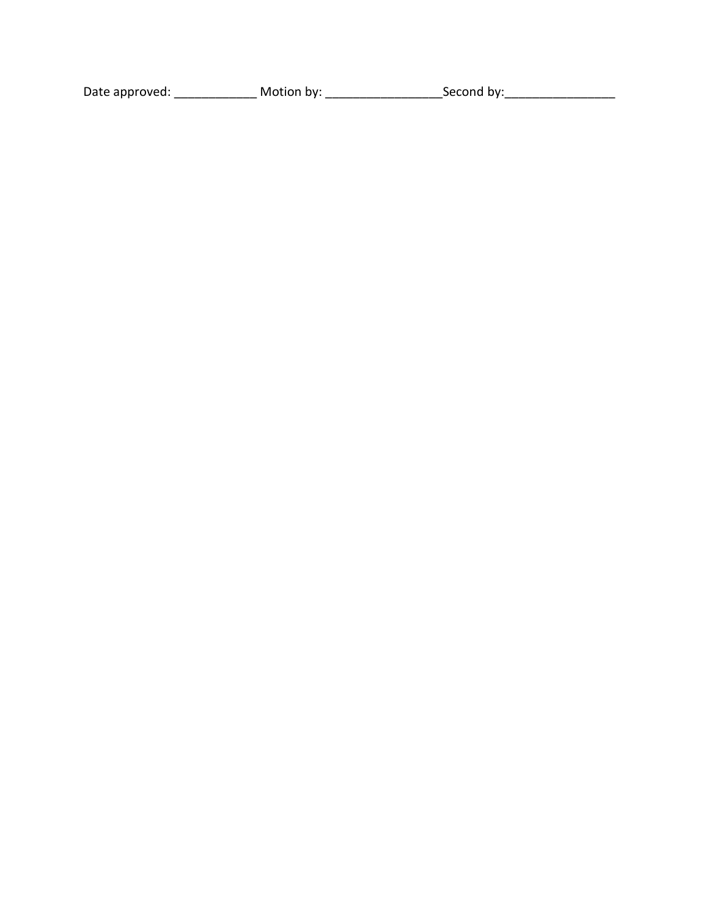Date approved: ____________ Motion by: _________________Second by:________________